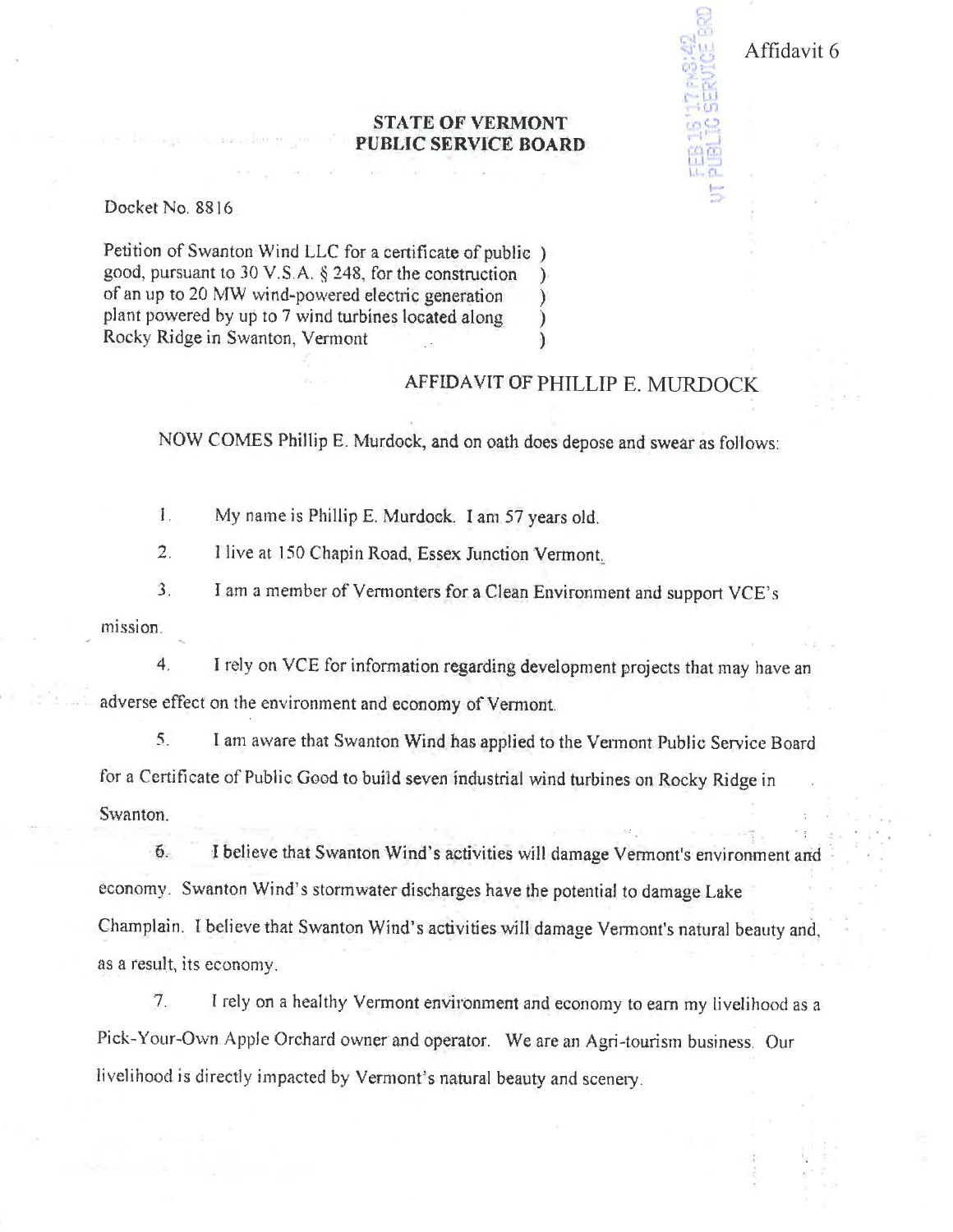Affidavit 6

**STATE OF VERMONT**
**PUBLIC SERVICE BOARD**

Docket No. 8816

Petition of Swanton Wind LLC for a certificate of public good, pursuant to 30 V.S.A. § 248, for the construction of an up to 20 MW wind-powered electric generation plant powered by up to 7 wind turbines located along Rocky Ridge in Swanton, Vermont

AFFIDAVIT OF PHILLIP E. MURDOCK

NOW COMES Phillip E. Murdock, and on oath does depose and swear as follows:

1. My name is Phillip E. Murdock. I am 57 years old.

2. I live at 150 Chapin Road, Essex Junction Vermont.

3. I am a member of Vermonters for a Clean Environment and support VCE's mission.

4. I rely on VCE for information regarding development projects that may have an adverse effect on the environment and economy of Vermont.

5. I am aware that Swanton Wind has applied to the Vermont Public Service Board for a Certificate of Public Good to build seven industrial wind turbines on Rocky Ridge in Swanton.

6. I believe that Swanton Wind's activities will damage Vermont's environment and economy. Swanton Wind's stormwater discharges have the potential to damage Lake Champlain. I believe that Swanton Wind's activities will damage Vermont's natural beauty and, as a result, its economy.

7. I rely on a healthy Vermont environment and economy to earn my livelihood as a Pick-Your-Own Apple Orchard owner and operator. We are an Agri-tourism business. Our livelihood is directly impacted by Vermont's natural beauty and scenery.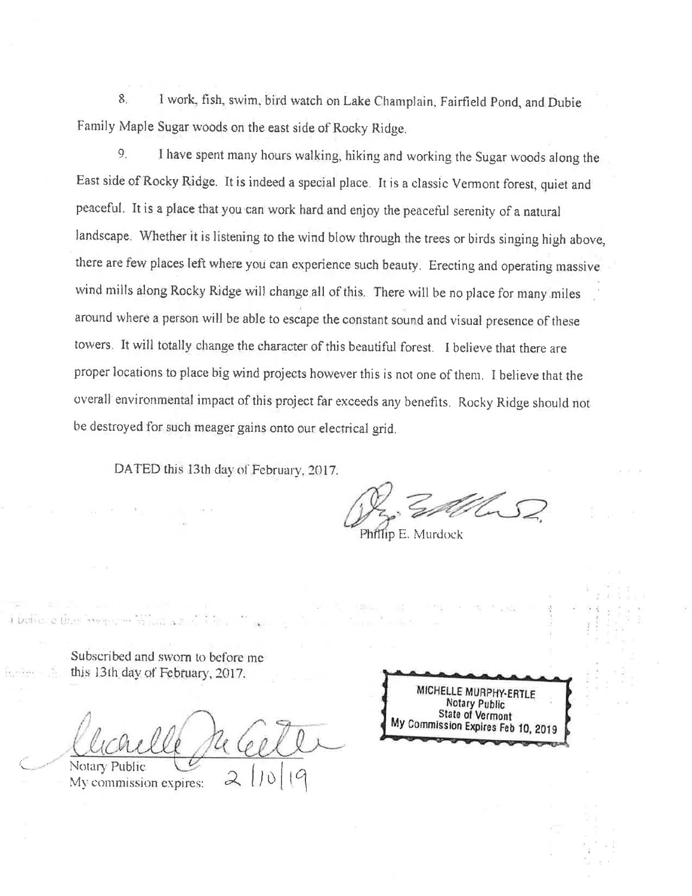8. I work, fish, swim, bird watch on Lake Champlain, Fairfield Pond, and Dubie Family Maple Sugar woods on the east side of Rocky Ridge.

9. I have spent many hours walking, hiking and working the Sugar woods along the East side of Rocky Ridge. It is indeed a special place. It is a classic Vermont forest, quiet and peaceful. It is a place that you can work hard and enjoy the peaceful serenity of a natural landscape. Whether it is listening to the wind blow through the trees or birds singing high above, there are few places left where you can experience such beauty. Erecting and operating massive wind mills along Rocky Ridge will change all of this. There will be no place for many miles around where a person will be able to escape the constant sound and visual presence of these towers. It will totally change the character of this beautiful forest. I believe that there are proper locations to place big wind projects however this is not one of them. I believe that the overall environmental impact of this project far exceeds any benefits. Rocky Ridge should not be destroyed for such meager gains onto our electrical grid.

DATED this 13th day of February, 2017.

Phillip E. Murdock

Subscribed and sworn to before me this 13th day of February, 2017.

Notary Public
My commission expires: 2/10/19

MICHELLE MURPHY-ERTLE
Notary Public
State of Vermont
My Commission Expires Feb 10, 2019